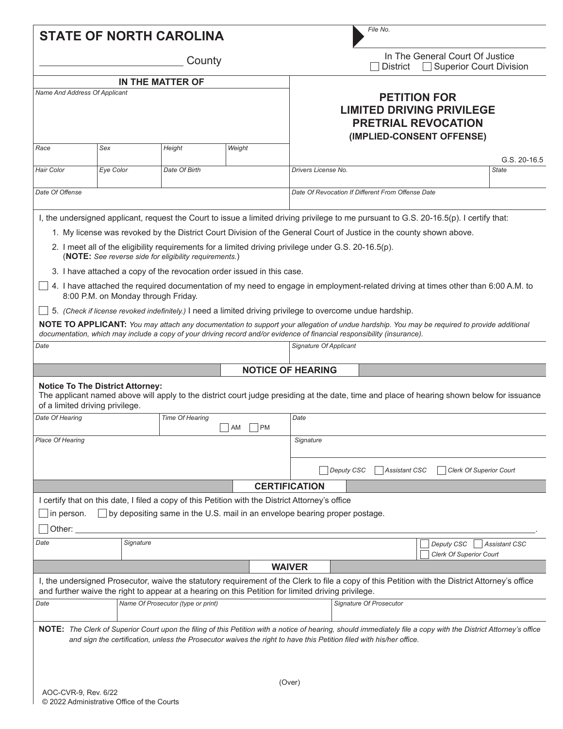# STATE OF NORTH CAROLINA

File No.

_________________________ County

In The General Court Of Justice
☐ District ☐ Superior Court Division

## IN THE MATTER OF

| Name And Address Of Applicant | | | |
|---|---|---|---|
| | | | |
| **Race** | **Sex** | **Height** | **Weight** |
| | | | |
| **Hair Color** | **Eye Color** | **Date Of Birth** | |
| | | | |
| **Date Of Offense** | | | |
| | | | |

# PETITION FOR LIMITED DRIVING PRIVILEGE PRETRIAL REVOCATION
### (IMPLIED-CONSENT OFFENSE)

G.S. 20-16.5

| Drivers License No. | State |
|---|---|
| | |
| **Date Of Revocation If Different From Offense Date** | |
| | |

I, the undersigned applicant, request the Court to issue a limited driving privilege to me pursuant to G.S. 20-16.5(p). I certify that:

1. My license was revoked by the District Court Division of the General Court of Justice in the county shown above.
2. I meet all of the eligibility requirements for a limited driving privilege under G.S. 20-16.5(p). (**NOTE:** *See reverse side for eligibility requirements.*)
3. I have attached a copy of the revocation order issued in this case.

☐ 4. I have attached the required documentation of my need to engage in employment-related driving at times other than 6:00 A.M. to 8:00 P.M. on Monday through Friday.

☐ 5. *(Check if license revoked indefinitely.)* I need a limited driving privilege to overcome undue hardship.

**NOTE TO APPLICANT:** *You may attach any documentation to support your allegation of undue hardship. You may be required to provide additional documentation, which may include a copy of your driving record and/or evidence of financial responsibility (insurance).*

| Date | Signature Of Applicant |
|---|---|
| | |

## NOTICE OF HEARING

**Notice To The District Attorney:**
The applicant named above will apply to the district court judge presiding at the date, time and place of hearing shown below for issuance of a limited driving privilege.

| Date Of Hearing | Time Of Hearing ☐ AM ☐ PM | Date |
|---|---|---|
| **Place Of Hearing** | | **Signature** |
| | | ☐ Deputy CSC ☐ Assistant CSC ☐ Clerk Of Superior Court |

## CERTIFICATION

I certify that on this date, I filed a copy of this Petition with the District Attorney's office

☐ in person. ☐ by depositing same in the U.S. mail in an envelope bearing proper postage.

☐ Other: _______________________________________________.

| Date | Signature | ☐ Deputy CSC ☐ Assistant CSC ☐ Clerk Of Superior Court |
|---|---|---|
| | | |

## WAIVER

I, the undersigned Prosecutor, waive the statutory requirement of the Clerk to file a copy of this Petition with the District Attorney's office and further waive the right to appear at a hearing on this Petition for limited driving privilege.

| Date | Name Of Prosecutor (type or print) | Signature Of Prosecutor |
|---|---|---|
| | | |

**NOTE:** *The Clerk of Superior Court upon the filing of this Petition with a notice of hearing, should immediately file a copy with the District Attorney's office and sign the certification, unless the Prosecutor waives the right to have this Petition filed with his/her office.*

(Over)

AOC-CVR-9, Rev. 6/22
© 2022 Administrative Office of the Courts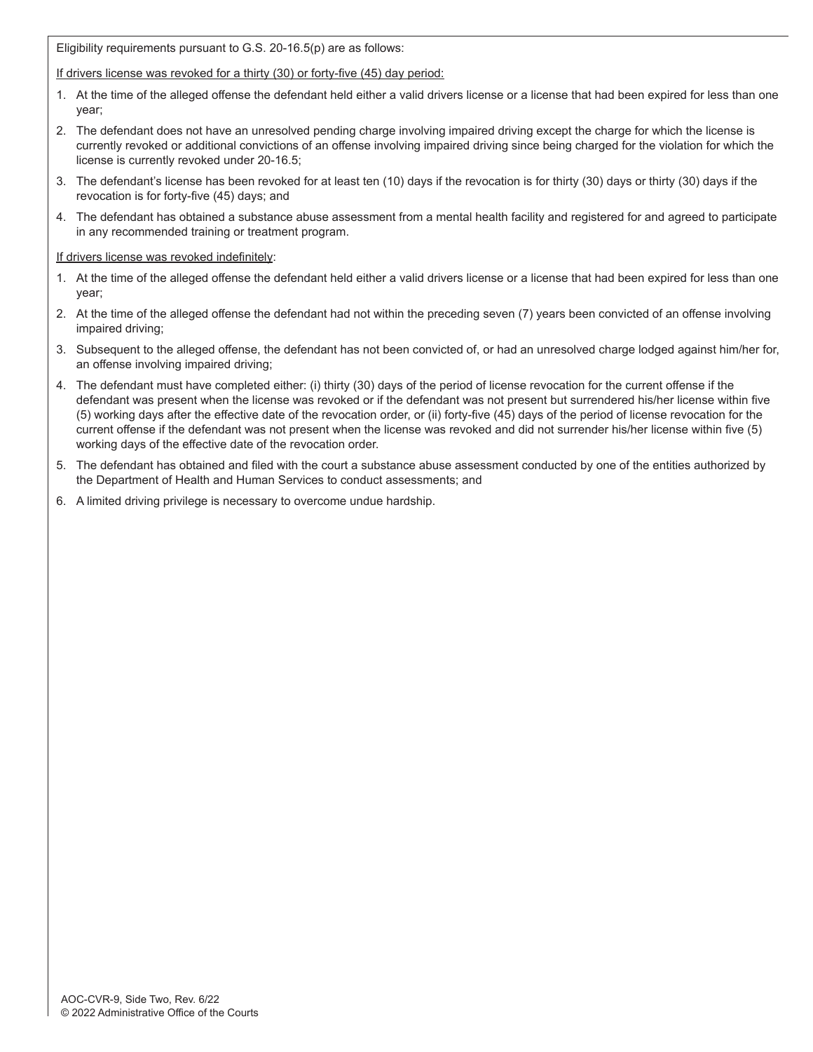Eligibility requirements pursuant to G.S. 20-16.5(p) are as follows:

<u>If drivers license was revoked for a thirty (30) or forty-five (45) day period:</u>

1. At the time of the alleged offense the defendant held either a valid drivers license or a license that had been expired for less than one year;
2. The defendant does not have an unresolved pending charge involving impaired driving except the charge for which the license is currently revoked or additional convictions of an offense involving impaired driving since being charged for the violation for which the license is currently revoked under 20-16.5;
3. The defendant's license has been revoked for at least ten (10) days if the revocation is for thirty (30) days or thirty (30) days if the revocation is for forty-five (45) days; and
4. The defendant has obtained a substance abuse assessment from a mental health facility and registered for and agreed to participate in any recommended training or treatment program.

<u>If drivers license was revoked indefinitely</u>:

1. At the time of the alleged offense the defendant held either a valid drivers license or a license that had been expired for less than one year;
2. At the time of the alleged offense the defendant had not within the preceding seven (7) years been convicted of an offense involving impaired driving;
3. Subsequent to the alleged offense, the defendant has not been convicted of, or had an unresolved charge lodged against him/her for, an offense involving impaired driving;
4. The defendant must have completed either: (i) thirty (30) days of the period of license revocation for the current offense if the defendant was present when the license was revoked or if the defendant was not present but surrendered his/her license within five (5) working days after the effective date of the revocation order, or (ii) forty-five (45) days of the period of license revocation for the current offense if the defendant was not present when the license was revoked and did not surrender his/her license within five (5) working days of the effective date of the revocation order.
5. The defendant has obtained and filed with the court a substance abuse assessment conducted by one of the entities authorized by the Department of Health and Human Services to conduct assessments; and
6. A limited driving privilege is necessary to overcome undue hardship.

AOC-CVR-9, Side Two, Rev. 6/22
© 2022 Administrative Office of the Courts